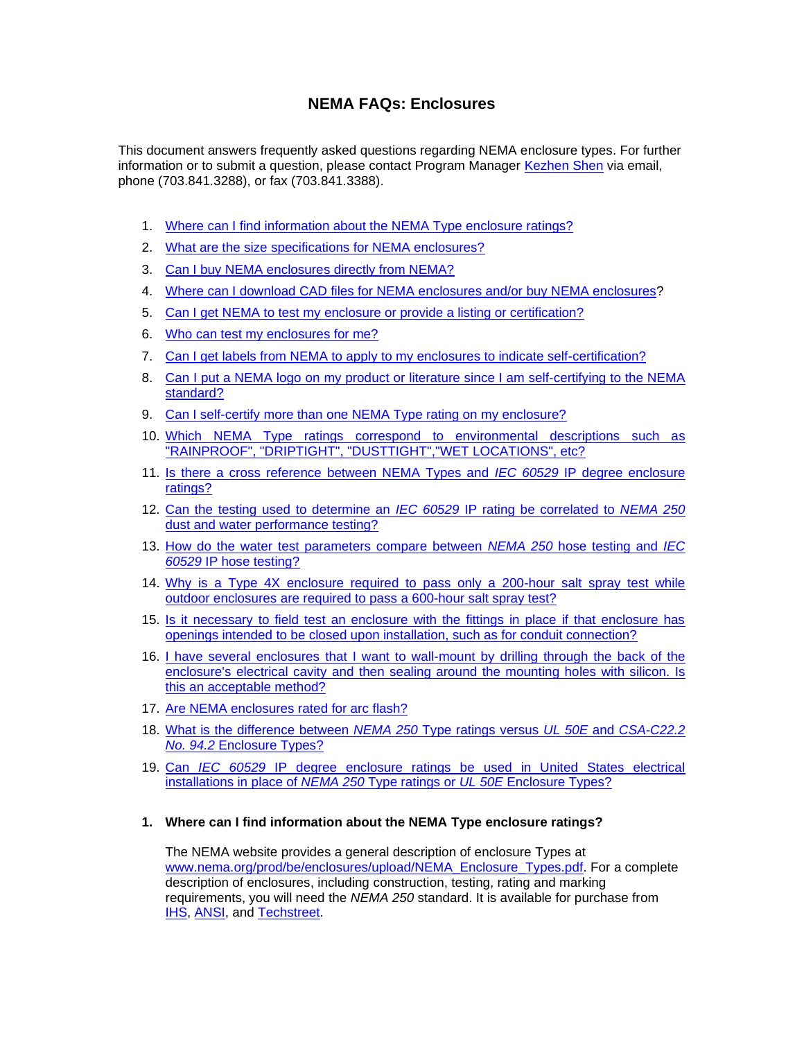# NEMA FAQs: Enclosures

This document answers frequently asked questions regarding NEMA enclosure types. For further information or to submit a question, please contact Program Manager Kezhen Shen via email, phone (703.841.3288), or fax (703.841.3388).

1. Where can I find information about the NEMA Type enclosure ratings?
2. What are the size specifications for NEMA enclosures?
3. Can I buy NEMA enclosures directly from NEMA?
4. Where can I download CAD files for NEMA enclosures and/or buy NEMA enclosures?
5. Can I get NEMA to test my enclosure or provide a listing or certification?
6. Who can test my enclosures for me?
7. Can I get labels from NEMA to apply to my enclosures to indicate self-certification?
8. Can I put a NEMA logo on my product or literature since I am self-certifying to the NEMA standard?
9. Can I self-certify more than one NEMA Type rating on my enclosure?
10. Which NEMA Type ratings correspond to environmental descriptions such as "RAINPROOF", "DRIPTIGHT", "DUSTTIGHT","WET LOCATIONS", etc?
11. Is there a cross reference between NEMA Types and *IEC 60529* IP degree enclosure ratings?
12. Can the testing used to determine an *IEC 60529* IP rating be correlated to *NEMA 250* dust and water performance testing?
13. How do the water test parameters compare between *NEMA 250* hose testing and *IEC 60529* IP hose testing?
14. Why is a Type 4X enclosure required to pass only a 200-hour salt spray test while outdoor enclosures are required to pass a 600-hour salt spray test?
15. Is it necessary to field test an enclosure with the fittings in place if that enclosure has openings intended to be closed upon installation, such as for conduit connection?
16. I have several enclosures that I want to wall-mount by drilling through the back of the enclosure's electrical cavity and then sealing around the mounting holes with silicon. Is this an acceptable method?
17. Are NEMA enclosures rated for arc flash?
18. What is the difference between *NEMA 250* Type ratings versus *UL 50E* and *CSA-C22.2 No. 94.2* Enclosure Types?
19. Can *IEC 60529* IP degree enclosure ratings be used in United States electrical installations in place of *NEMA 250* Type ratings or *UL 50E* Enclosure Types?

## 1. Where can I find information about the NEMA Type enclosure ratings?

The NEMA website provides a general description of enclosure Types at www.nema.org/prod/be/enclosures/upload/NEMA_Enclosure_Types.pdf. For a complete description of enclosures, including construction, testing, rating and marking requirements, you will need the *NEMA 250* standard. It is available for purchase from IHS, ANSI, and Techstreet.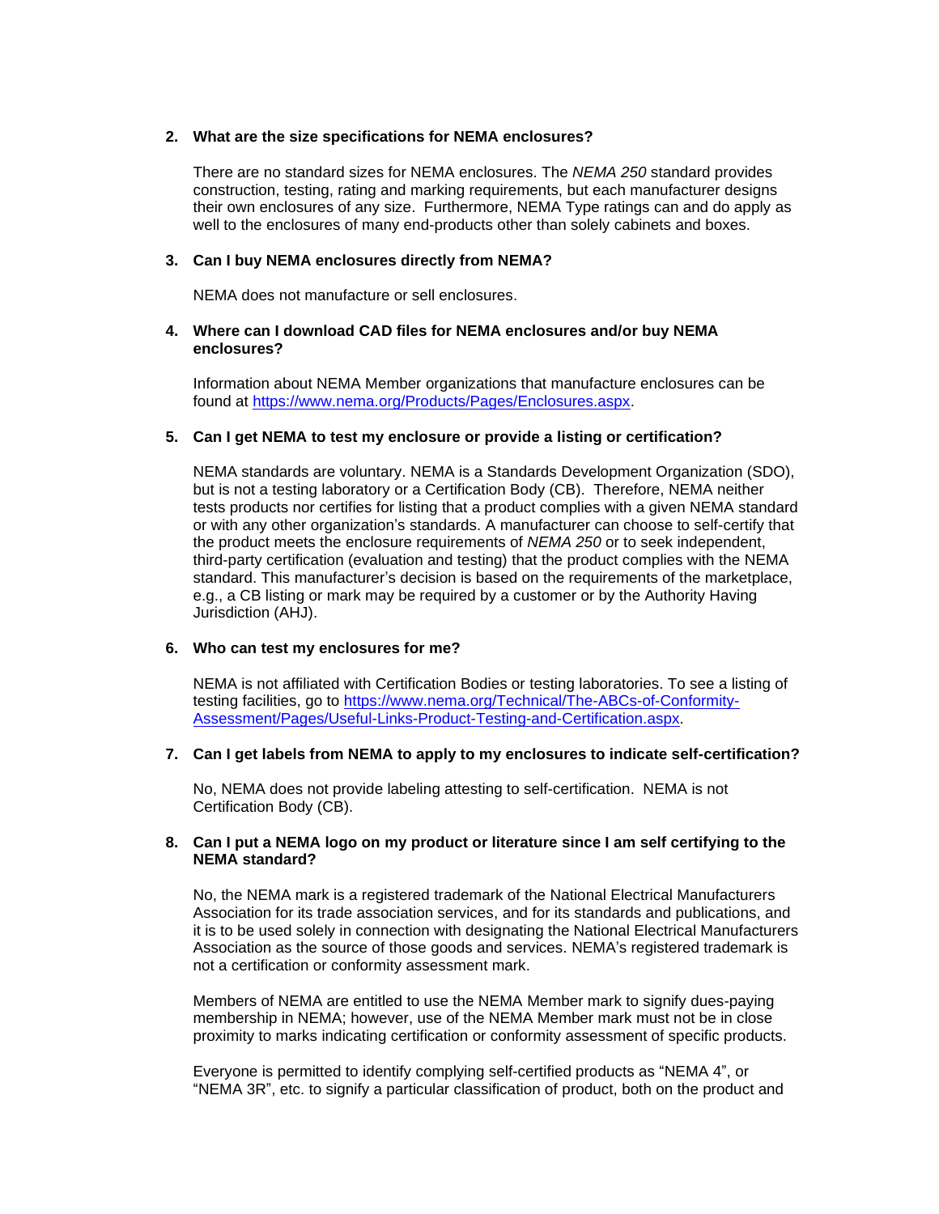2. **What are the size specifications for NEMA enclosures?**

   There are no standard sizes for NEMA enclosures. The *NEMA 250* standard provides construction, testing, rating and marking requirements, but each manufacturer designs their own enclosures of any size. Furthermore, NEMA Type ratings can and do apply as well to the enclosures of many end-products other than solely cabinets and boxes.

3. **Can I buy NEMA enclosures directly from NEMA?**

   NEMA does not manufacture or sell enclosures.

4. **Where can I download CAD files for NEMA enclosures and/or buy NEMA enclosures?**

   Information about NEMA Member organizations that manufacture enclosures can be found at [https://www.nema.org/Products/Pages/Enclosures.aspx](https://www.nema.org/Products/Pages/Enclosures.aspx).

5. **Can I get NEMA to test my enclosure or provide a listing or certification?**

   NEMA standards are voluntary. NEMA is a Standards Development Organization (SDO), but is not a testing laboratory or a Certification Body (CB). Therefore, NEMA neither tests products nor certifies for listing that a product complies with a given NEMA standard or with any other organization's standards. A manufacturer can choose to self-certify that the product meets the enclosure requirements of *NEMA 250* or to seek independent, third-party certification (evaluation and testing) that the product complies with the NEMA standard. This manufacturer's decision is based on the requirements of the marketplace, e.g., a CB listing or mark may be required by a customer or by the Authority Having Jurisdiction (AHJ).

6. **Who can test my enclosures for me?**

   NEMA is not affiliated with Certification Bodies or testing laboratories. To see a listing of testing facilities, go to [https://www.nema.org/Technical/The-ABCs-of-Conformity-Assessment/Pages/Useful-Links-Product-Testing-and-Certification.aspx](https://www.nema.org/Technical/The-ABCs-of-Conformity-Assessment/Pages/Useful-Links-Product-Testing-and-Certification.aspx).

7. **Can I get labels from NEMA to apply to my enclosures to indicate self-certification?**

   No, NEMA does not provide labeling attesting to self-certification. NEMA is not Certification Body (CB).

8. **Can I put a NEMA logo on my product or literature since I am self certifying to the NEMA standard?**

   No, the NEMA mark is a registered trademark of the National Electrical Manufacturers Association for its trade association services, and for its standards and publications, and it is to be used solely in connection with designating the National Electrical Manufacturers Association as the source of those goods and services. NEMA's registered trademark is not a certification or conformity assessment mark.

   Members of NEMA are entitled to use the NEMA Member mark to signify dues-paying membership in NEMA; however, use of the NEMA Member mark must not be in close proximity to marks indicating certification or conformity assessment of specific products.

   Everyone is permitted to identify complying self-certified products as "NEMA 4", or "NEMA 3R", etc. to signify a particular classification of product, both on the product and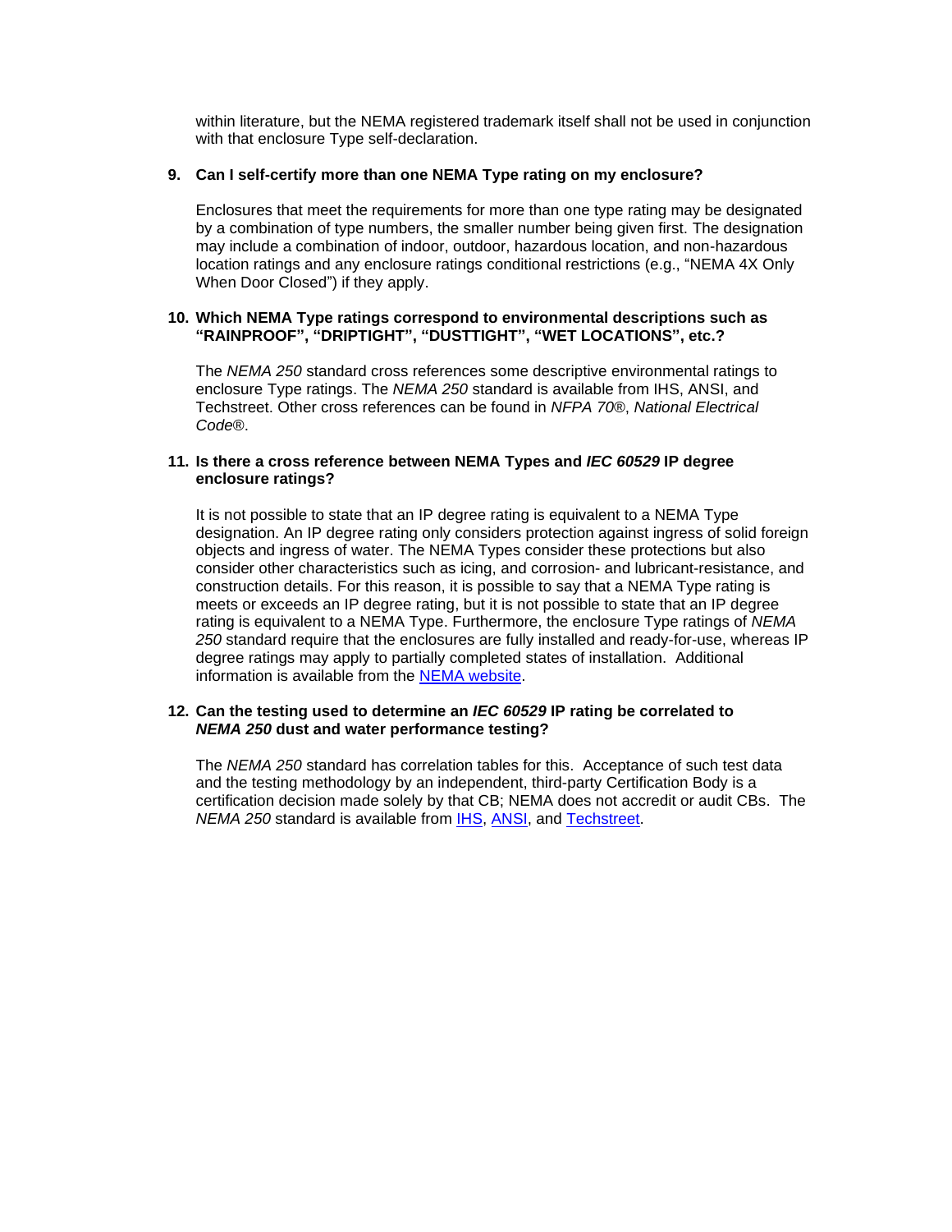within literature, but the NEMA registered trademark itself shall not be used in conjunction with that enclosure Type self-declaration.

9. **Can I self-certify more than one NEMA Type rating on my enclosure?**

   Enclosures that meet the requirements for more than one type rating may be designated by a combination of type numbers, the smaller number being given first. The designation may include a combination of indoor, outdoor, hazardous location, and non-hazardous location ratings and any enclosure ratings conditional restrictions (e.g., "NEMA 4X Only When Door Closed") if they apply.

10. **Which NEMA Type ratings correspond to environmental descriptions such as "RAINPROOF", "DRIPTIGHT", "DUSTTIGHT", "WET LOCATIONS", etc.?**

    The *NEMA 250* standard cross references some descriptive environmental ratings to enclosure Type ratings. The *NEMA 250* standard is available from IHS, ANSI, and Techstreet. Other cross references can be found in *NFPA 70®*, *National Electrical Code®*.

11. **Is there a cross reference between NEMA Types and *IEC 60529* IP degree enclosure ratings?**

    It is not possible to state that an IP degree rating is equivalent to a NEMA Type designation. An IP degree rating only considers protection against ingress of solid foreign objects and ingress of water. The NEMA Types consider these protections but also consider other characteristics such as icing, and corrosion- and lubricant-resistance, and construction details. For this reason, it is possible to say that a NEMA Type rating is meets or exceeds an IP degree rating, but it is not possible to state that an IP degree rating is equivalent to a NEMA Type. Furthermore, the enclosure Type ratings of *NEMA 250* standard require that the enclosures are fully installed and ready-for-use, whereas IP degree ratings may apply to partially completed states of installation. Additional information is available from the NEMA website.

12. **Can the testing used to determine an *IEC 60529* IP rating be correlated to *NEMA 250* dust and water performance testing?**

    The *NEMA 250* standard has correlation tables for this. Acceptance of such test data and the testing methodology by an independent, third-party Certification Body is a certification decision made solely by that CB; NEMA does not accredit or audit CBs. The *NEMA 250* standard is available from IHS, ANSI, and Techstreet.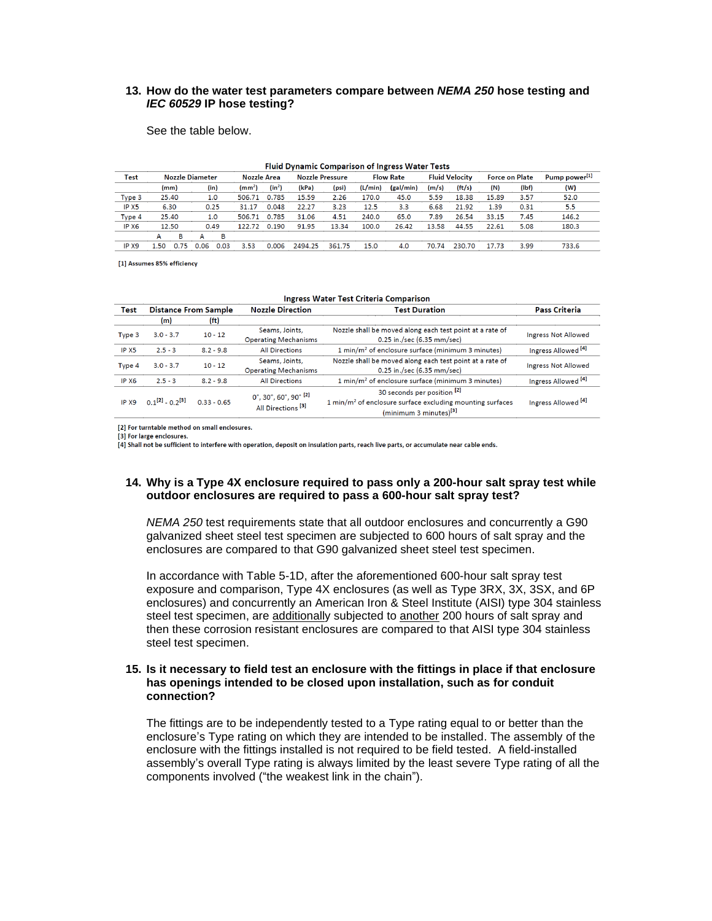**13. How do the water test parameters compare between *NEMA 250* hose testing and *IEC 60529* IP hose testing?**

See the table below.

**Fluid Dynamic Comparison of Ingress Water Tests**

| Test | Nozzle Diameter | | | | Nozzle Area | | Nozzle Pressure | | Flow Rate | | Fluid Velocity | | Force on Plate | | Pump power[1] |
|---|---|---|---|---|---|---|---|---|---|---|---|---|---|---|---|
| | (mm) | | (in) | | (mm²) | (in²) | (kPa) | (psi) | (L/min) | (gal/min) | (m/s) | (ft/s) | (N) | (lbf) | (W) |
| Type 3 | 25.40 | | 1.0 | | 506.71 | 0.785 | 15.59 | 2.26 | 170.0 | 45.0 | 5.59 | 18.38 | 15.89 | 3.57 | 52.0 |
| IP X5 | 6.30 | | 0.25 | | 31.17 | 0.048 | 22.27 | 3.23 | 12.5 | 3.3 | 6.68 | 21.92 | 1.39 | 0.31 | 5.5 |
| Type 4 | 25.40 | | 1.0 | | 506.71 | 0.785 | 31.06 | 4.51 | 240.0 | 65.0 | 7.89 | 26.54 | 33.15 | 7.45 | 146.2 |
| IP X6 | 12.50 | | 0.49 | | 122.72 | 0.190 | 91.95 | 13.34 | 100.0 | 26.42 | 13.58 | 44.55 | 22.61 | 5.08 | 180.3 |
| | A | B | A | B | | | | | | | | | | | |
| IP X9 | 1.50 | 0.75 | 0.06 | 0.03 | 3.53 | 0.006 | 2494.25 | 361.75 | 15.0 | 4.0 | 70.74 | 230.70 | 17.73 | 3.99 | 733.6 |

[1] Assumes 85% efficiency

**Ingress Water Test Criteria Comparison**

| Test | Distance From Sample | | Nozzle Direction | Test Duration | Pass Criteria |
|---|---|---|---|---|---|
| | (m) | (ft) | | | |
| Type 3 | 3.0 - 3.7 | 10 - 12 | Seams, Joints, Operating Mechanisms | Nozzle shall be moved along each test point at a rate of 0.25 in./sec (6.35 mm/sec) | Ingress Not Allowed |
| IP X5 | 2.5 - 3 | 8.2 - 9.8 | All Directions | 1 min/m² of enclosure surface (minimum 3 minutes) | Ingress Allowed [4] |
| Type 4 | 3.0 - 3.7 | 10 - 12 | Seams, Joints, Operating Mechanisms | Nozzle shall be moved along each test point at a rate of 0.25 in./sec (6.35 mm/sec) | Ingress Not Allowed |
| IP X6 | 2.5 - 3 | 8.2 - 9.8 | All Directions | 1 min/m² of enclosure surface (minimum 3 minutes) | Ingress Allowed [4] |
| IP X9 | 0.1[2] - 0.2[3] | 0.33 - 0.65 | 0°, 30°, 60°, 90° [2] All Directions [3] | 30 seconds per position [2] 1 min/m² of enclosure surface excluding mounting surfaces (minimum 3 minutes)[3] | Ingress Allowed [4] |

[2] For turntable method on small enclosures.
[3] For large enclosures.
[4] Shall not be sufficient to interfere with operation, deposit on insulation parts, reach live parts, or accumulate near cable ends.

**14. Why is a Type 4X enclosure required to pass only a 200-hour salt spray test while outdoor enclosures are required to pass a 600-hour salt spray test?**

*NEMA 250* test requirements state that all outdoor enclosures and concurrently a G90 galvanized sheet steel test specimen are subjected to 600 hours of salt spray and the enclosures are compared to that G90 galvanized sheet steel test specimen.

In accordance with Table 5-1D, after the aforementioned 600-hour salt spray test exposure and comparison, Type 4X enclosures (as well as Type 3RX, 3X, 3SX, and 6P enclosures) and concurrently an American Iron & Steel Institute (AISI) type 304 stainless steel test specimen, are additionally subjected to another 200 hours of salt spray and then these corrosion resistant enclosures are compared to that AISI type 304 stainless steel test specimen.

**15. Is it necessary to field test an enclosure with the fittings in place if that enclosure has openings intended to be closed upon installation, such as for conduit connection?**

The fittings are to be independently tested to a Type rating equal to or better than the enclosure's Type rating on which they are intended to be installed. The assembly of the enclosure with the fittings installed is not required to be field tested. A field-installed assembly's overall Type rating is always limited by the least severe Type rating of all the components involved ("the weakest link in the chain").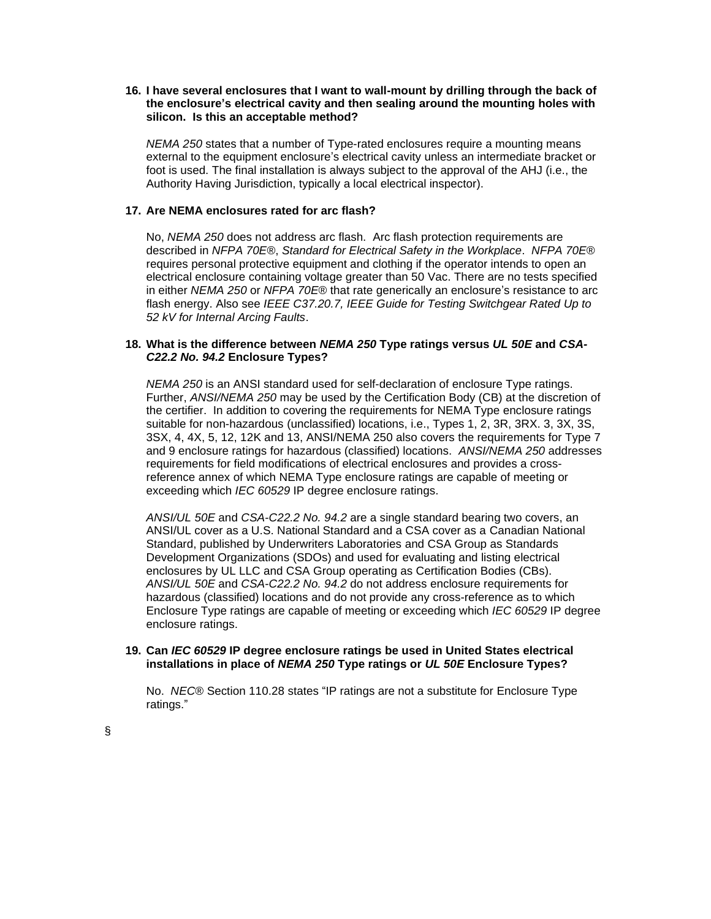**16. I have several enclosures that I want to wall-mount by drilling through the back of the enclosure's electrical cavity and then sealing around the mounting holes with silicon. Is this an acceptable method?**

*NEMA 250* states that a number of Type-rated enclosures require a mounting means external to the equipment enclosure's electrical cavity unless an intermediate bracket or foot is used. The final installation is always subject to the approval of the AHJ (i.e., the Authority Having Jurisdiction, typically a local electrical inspector).

**17. Are NEMA enclosures rated for arc flash?**

No, *NEMA 250* does not address arc flash. Arc flash protection requirements are described in *NFPA 70E®*, *Standard for Electrical Safety in the Workplace*. *NFPA 70E®* requires personal protective equipment and clothing if the operator intends to open an electrical enclosure containing voltage greater than 50 Vac. There are no tests specified in either *NEMA 250* or *NFPA 70E®* that rate generically an enclosure's resistance to arc flash energy. Also see *IEEE C37.20.7, IEEE Guide for Testing Switchgear Rated Up to 52 kV for Internal Arcing Faults*.

**18. What is the difference between *NEMA 250* Type ratings versus *UL 50E* and *CSA-C22.2 No. 94.2* Enclosure Types?**

*NEMA 250* is an ANSI standard used for self-declaration of enclosure Type ratings. Further, *ANSI/NEMA 250* may be used by the Certification Body (CB) at the discretion of the certifier. In addition to covering the requirements for NEMA Type enclosure ratings suitable for non-hazardous (unclassified) locations, i.e., Types 1, 2, 3R, 3RX. 3, 3X, 3S, 3SX, 4, 4X, 5, 12, 12K and 13, ANSI/NEMA 250 also covers the requirements for Type 7 and 9 enclosure ratings for hazardous (classified) locations. *ANSI/NEMA 250* addresses requirements for field modifications of electrical enclosures and provides a cross-reference annex of which NEMA Type enclosure ratings are capable of meeting or exceeding which *IEC 60529* IP degree enclosure ratings.

*ANSI/UL 50E* and *CSA-C22.2 No. 94.2* are a single standard bearing two covers, an ANSI/UL cover as a U.S. National Standard and a CSA cover as a Canadian National Standard, published by Underwriters Laboratories and CSA Group as Standards Development Organizations (SDOs) and used for evaluating and listing electrical enclosures by UL LLC and CSA Group operating as Certification Bodies (CBs). *ANSI/UL 50E* and *CSA-C22.2 No. 94.2* do not address enclosure requirements for hazardous (classified) locations and do not provide any cross-reference as to which Enclosure Type ratings are capable of meeting or exceeding which *IEC 60529* IP degree enclosure ratings.

**19. Can *IEC 60529* IP degree enclosure ratings be used in United States electrical installations in place of *NEMA 250* Type ratings or *UL 50E* Enclosure Types?**

No. *NEC®* Section 110.28 states "IP ratings are not a substitute for Enclosure Type ratings."

§